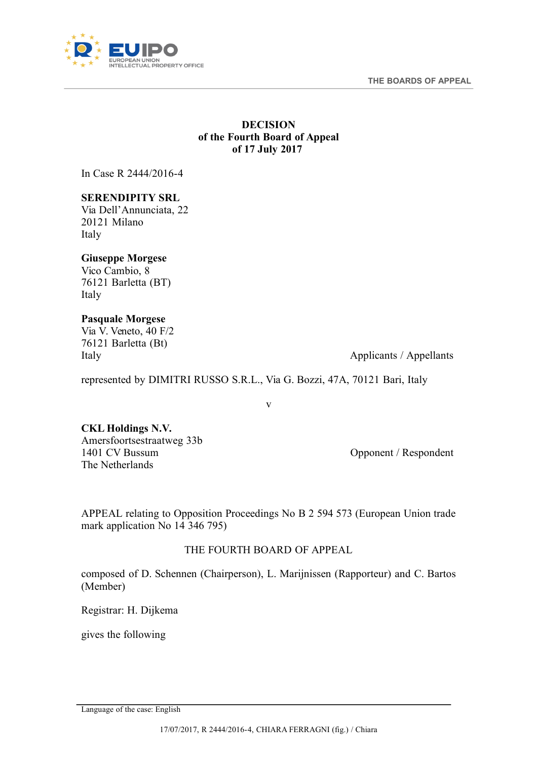THE BOARDS OF APPEAL

**DECISION**
**of the Fourth Board of Appeal**
**of 17 July 2017**

In Case R 2444/2016-4

**SERENDIPITY SRL**
Via Dell'Annunciata, 22
20121 Milano
Italy

**Giuseppe Morgese**
Vico Cambio, 8
76121 Barletta (BT)
Italy

**Pasquale Morgese**
Via V. Veneto, 40 F/2
76121 Barletta (Bt)
Italy

Applicants / Appellants

represented by DIMITRI RUSSO S.R.L., Via G. Bozzi, 47A, 70121 Bari, Italy

v

**CKL Holdings N.V.**
Amersfoortsestraatweg 33b
1401 CV Bussum
The Netherlands

Opponent / Respondent

APPEAL relating to Opposition Proceedings No B 2 594 573 (European Union trade mark application No 14 346 795)

THE FOURTH BOARD OF APPEAL

composed of D. Schennen (Chairperson), L. Marijnissen (Rapporteur) and C. Bartos (Member)

Registrar: H. Dijkema

gives the following

Language of the case: English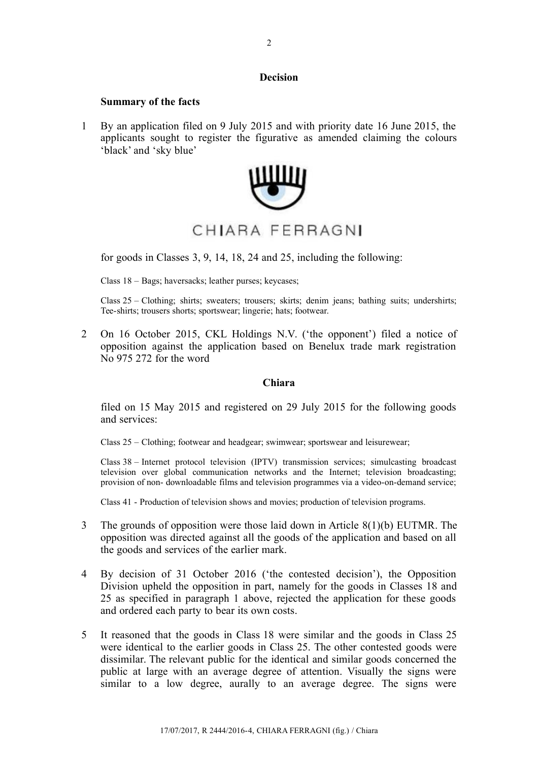**Decision**

**Summary of the facts**

1 By an application filed on 9 July 2015 and with priority date 16 June 2015, the applicants sought to register the figurative as amended claiming the colours 'black' and 'sky blue'

CHIARA FERRAGNI

for goods in Classes 3, 9, 14, 18, 24 and 25, including the following:

Class 18 – Bags; haversacks; leather purses; keycases;

Class 25 – Clothing; shirts; sweaters; trousers; skirts; denim jeans; bathing suits; undershirts; Tee-shirts; trousers shorts; sportswear; lingerie; hats; footwear.

2 On 16 October 2015, CKL Holdings N.V. ('the opponent') filed a notice of opposition against the application based on Benelux trade mark registration No 975 272 for the word

**Chiara**

filed on 15 May 2015 and registered on 29 July 2015 for the following goods and services:

Class 25 – Clothing; footwear and headgear; swimwear; sportswear and leisurewear;

Class 38 – Internet protocol television (IPTV) transmission services; simulcasting broadcast television over global communication networks and the Internet; television broadcasting; provision of non- downloadable films and television programmes via a video-on-demand service;

Class 41 - Production of television shows and movies; production of television programs.

3 The grounds of opposition were those laid down in Article 8(1)(b) EUTMR. The opposition was directed against all the goods of the application and based on all the goods and services of the earlier mark.

4 By decision of 31 October 2016 ('the contested decision'), the Opposition Division upheld the opposition in part, namely for the goods in Classes 18 and 25 as specified in paragraph 1 above, rejected the application for these goods and ordered each party to bear its own costs.

5 It reasoned that the goods in Class 18 were similar and the goods in Class 25 were identical to the earlier goods in Class 25. The other contested goods were dissimilar. The relevant public for the identical and similar goods concerned the public at large with an average degree of attention. Visually the signs were similar to a low degree, aurally to an average degree. The signs were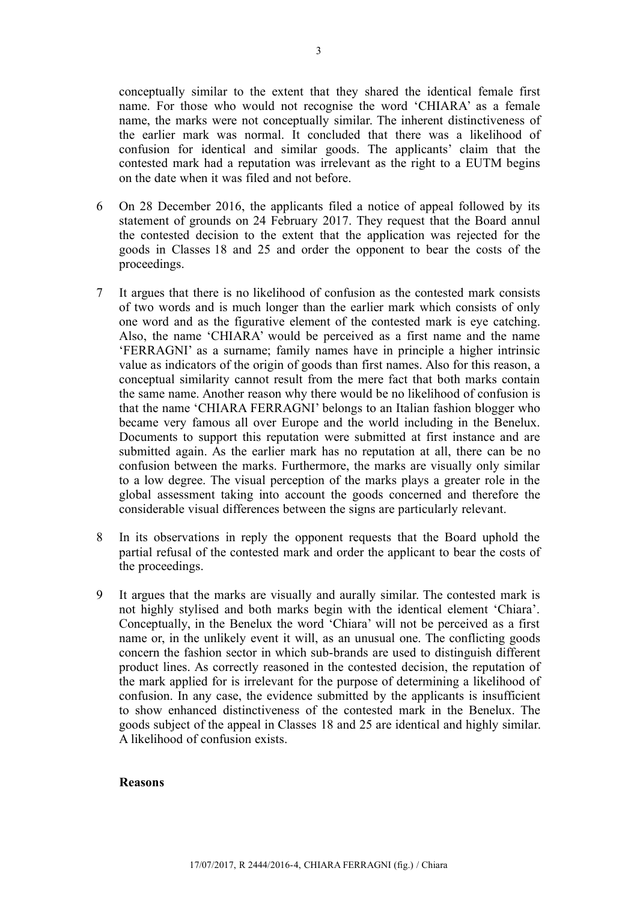conceptually similar to the extent that they shared the identical female first name. For those who would not recognise the word 'CHIARA' as a female name, the marks were not conceptually similar. The inherent distinctiveness of the earlier mark was normal. It concluded that there was a likelihood of confusion for identical and similar goods. The applicants' claim that the contested mark had a reputation was irrelevant as the right to a EUTM begins on the date when it was filed and not before.

6 On 28 December 2016, the applicants filed a notice of appeal followed by its statement of grounds on 24 February 2017. They request that the Board annul the contested decision to the extent that the application was rejected for the goods in Classes 18 and 25 and order the opponent to bear the costs of the proceedings.

7 It argues that there is no likelihood of confusion as the contested mark consists of two words and is much longer than the earlier mark which consists of only one word and as the figurative element of the contested mark is eye catching. Also, the name 'CHIARA' would be perceived as a first name and the name 'FERRAGNI' as a surname; family names have in principle a higher intrinsic value as indicators of the origin of goods than first names. Also for this reason, a conceptual similarity cannot result from the mere fact that both marks contain the same name. Another reason why there would be no likelihood of confusion is that the name 'CHIARA FERRAGNI' belongs to an Italian fashion blogger who became very famous all over Europe and the world including in the Benelux. Documents to support this reputation were submitted at first instance and are submitted again. As the earlier mark has no reputation at all, there can be no confusion between the marks. Furthermore, the marks are visually only similar to a low degree. The visual perception of the marks plays a greater role in the global assessment taking into account the goods concerned and therefore the considerable visual differences between the signs are particularly relevant.

8 In its observations in reply the opponent requests that the Board uphold the partial refusal of the contested mark and order the applicant to bear the costs of the proceedings.

9 It argues that the marks are visually and aurally similar. The contested mark is not highly stylised and both marks begin with the identical element 'Chiara'. Conceptually, in the Benelux the word 'Chiara' will not be perceived as a first name or, in the unlikely event it will, as an unusual one. The conflicting goods concern the fashion sector in which sub-brands are used to distinguish different product lines. As correctly reasoned in the contested decision, the reputation of the mark applied for is irrelevant for the purpose of determining a likelihood of confusion. In any case, the evidence submitted by the applicants is insufficient to show enhanced distinctiveness of the contested mark in the Benelux. The goods subject of the appeal in Classes 18 and 25 are identical and highly similar. A likelihood of confusion exists.

**Reasons**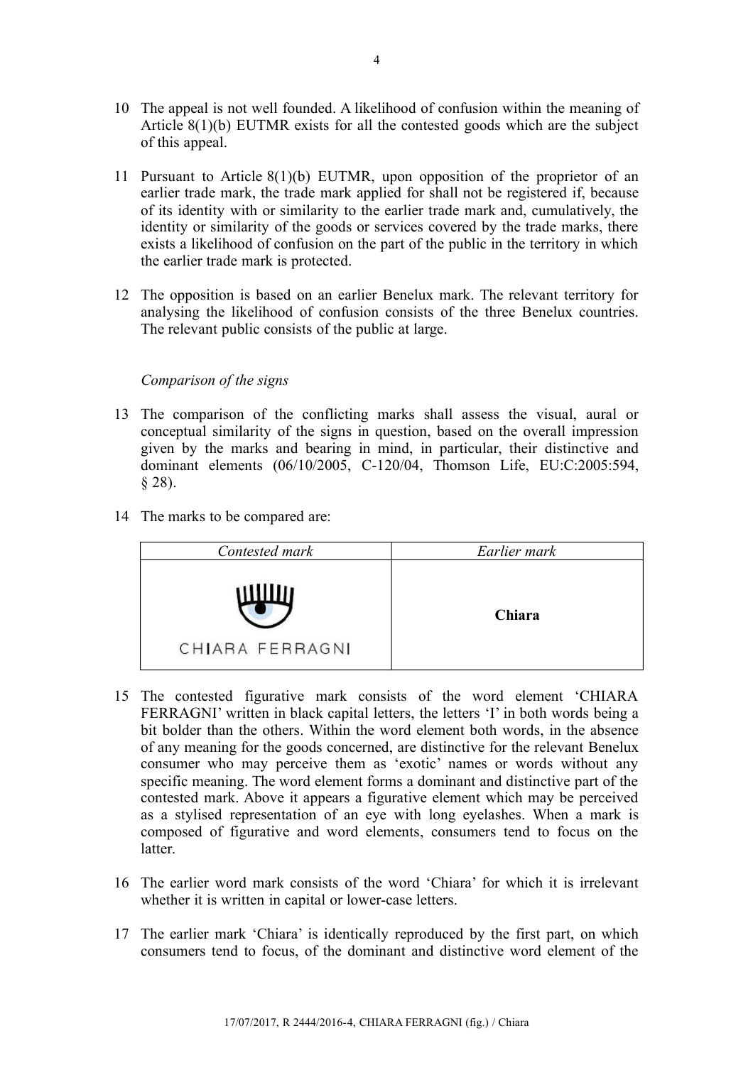10 The appeal is not well founded. A likelihood of confusion within the meaning of Article 8(1)(b) EUTMR exists for all the contested goods which are the subject of this appeal.

11 Pursuant to Article 8(1)(b) EUTMR, upon opposition of the proprietor of an earlier trade mark, the trade mark applied for shall not be registered if, because of its identity with or similarity to the earlier trade mark and, cumulatively, the identity or similarity of the goods or services covered by the trade marks, there exists a likelihood of confusion on the part of the public in the territory in which the earlier trade mark is protected.

12 The opposition is based on an earlier Benelux mark. The relevant territory for analysing the likelihood of confusion consists of the three Benelux countries. The relevant public consists of the public at large.

*Comparison of the signs*

13 The comparison of the conflicting marks shall assess the visual, aural or conceptual similarity of the signs in question, based on the overall impression given by the marks and bearing in mind, in particular, their distinctive and dominant elements (06/10/2005, C-120/04, Thomson Life, EU:C:2005:594, § 28).

14 The marks to be compared are:

| *Contested mark* | *Earlier mark* |
| --- | --- |
| CHIARA FERRAGNI | **Chiara** |

15 The contested figurative mark consists of the word element 'CHIARA FERRAGNI' written in black capital letters, the letters 'I' in both words being a bit bolder than the others. Within the word element both words, in the absence of any meaning for the goods concerned, are distinctive for the relevant Benelux consumer who may perceive them as 'exotic' names or words without any specific meaning. The word element forms a dominant and distinctive part of the contested mark. Above it appears a figurative element which may be perceived as a stylised representation of an eye with long eyelashes. When a mark is composed of figurative and word elements, consumers tend to focus on the latter.

16 The earlier word mark consists of the word 'Chiara' for which it is irrelevant whether it is written in capital or lower-case letters.

17 The earlier mark 'Chiara' is identically reproduced by the first part, on which consumers tend to focus, of the dominant and distinctive word element of the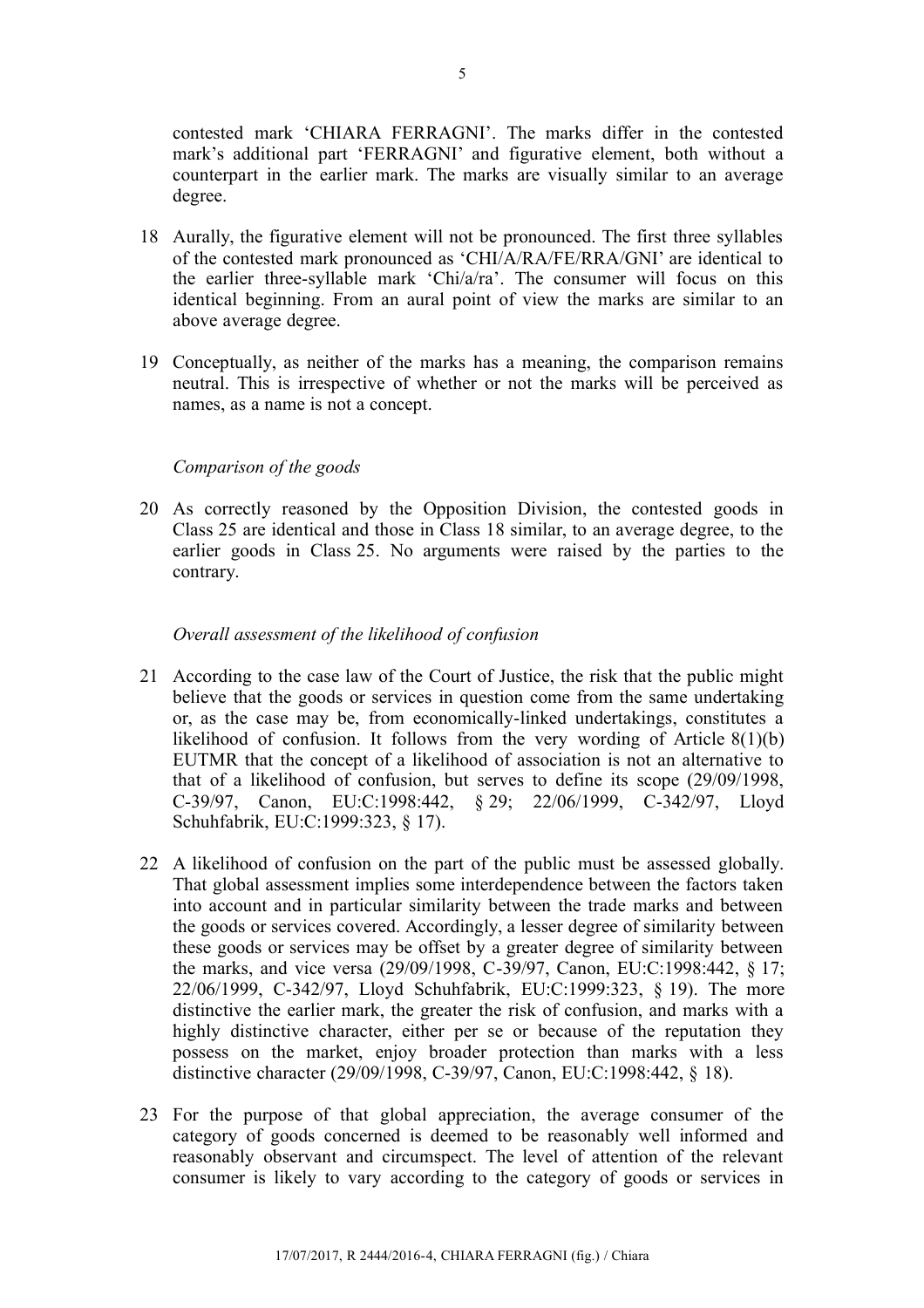contested mark 'CHIARA FERRAGNI'. The marks differ in the contested mark's additional part 'FERRAGNI' and figurative element, both without a counterpart in the earlier mark. The marks are visually similar to an average degree.

18 Aurally, the figurative element will not be pronounced. The first three syllables of the contested mark pronounced as 'CHI/A/RA/FE/RRA/GNI' are identical to the earlier three-syllable mark 'Chi/a/ra'. The consumer will focus on this identical beginning. From an aural point of view the marks are similar to an above average degree.

19 Conceptually, as neither of the marks has a meaning, the comparison remains neutral. This is irrespective of whether or not the marks will be perceived as names, as a name is not a concept.

*Comparison of the goods*

20 As correctly reasoned by the Opposition Division, the contested goods in Class 25 are identical and those in Class 18 similar, to an average degree, to the earlier goods in Class 25. No arguments were raised by the parties to the contrary.

*Overall assessment of the likelihood of confusion*

21 According to the case law of the Court of Justice, the risk that the public might believe that the goods or services in question come from the same undertaking or, as the case may be, from economically-linked undertakings, constitutes a likelihood of confusion. It follows from the very wording of Article 8(1)(b) EUTMR that the concept of a likelihood of association is not an alternative to that of a likelihood of confusion, but serves to define its scope (29/09/1998, C-39/97, Canon, EU:C:1998:442, § 29; 22/06/1999, C-342/97, Lloyd Schuhfabrik, EU:C:1999:323, § 17).

22 A likelihood of confusion on the part of the public must be assessed globally. That global assessment implies some interdependence between the factors taken into account and in particular similarity between the trade marks and between the goods or services covered. Accordingly, a lesser degree of similarity between these goods or services may be offset by a greater degree of similarity between the marks, and vice versa (29/09/1998, C-39/97, Canon, EU:C:1998:442, § 17; 22/06/1999, C-342/97, Lloyd Schuhfabrik, EU:C:1999:323, § 19). The more distinctive the earlier mark, the greater the risk of confusion, and marks with a highly distinctive character, either per se or because of the reputation they possess on the market, enjoy broader protection than marks with a less distinctive character (29/09/1998, C-39/97, Canon, EU:C:1998:442, § 18).

23 For the purpose of that global appreciation, the average consumer of the category of goods concerned is deemed to be reasonably well informed and reasonably observant and circumspect. The level of attention of the relevant consumer is likely to vary according to the category of goods or services in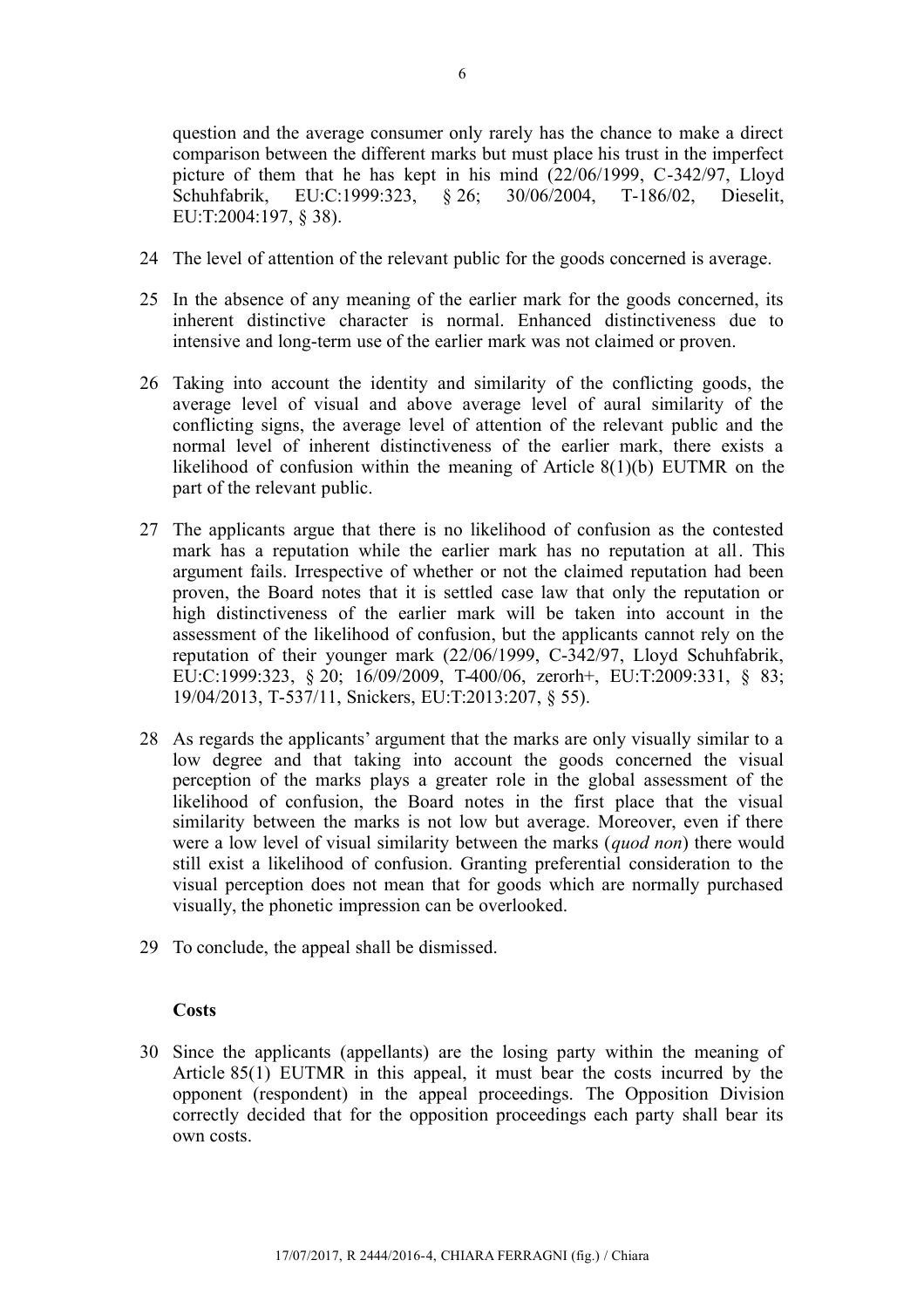question and the average consumer only rarely has the chance to make a direct comparison between the different marks but must place his trust in the imperfect picture of them that he has kept in his mind (22/06/1999, C-342/97, Lloyd Schuhfabrik, EU:C:1999:323, § 26; 30/06/2004, T-186/02, Dieselit, EU:T:2004:197, § 38).

24 The level of attention of the relevant public for the goods concerned is average.

25 In the absence of any meaning of the earlier mark for the goods concerned, its inherent distinctive character is normal. Enhanced distinctiveness due to intensive and long-term use of the earlier mark was not claimed or proven.

26 Taking into account the identity and similarity of the conflicting goods, the average level of visual and above average level of aural similarity of the conflicting signs, the average level of attention of the relevant public and the normal level of inherent distinctiveness of the earlier mark, there exists a likelihood of confusion within the meaning of Article 8(1)(b) EUTMR on the part of the relevant public.

27 The applicants argue that there is no likelihood of confusion as the contested mark has a reputation while the earlier mark has no reputation at all. This argument fails. Irrespective of whether or not the claimed reputation had been proven, the Board notes that it is settled case law that only the reputation or high distinctiveness of the earlier mark will be taken into account in the assessment of the likelihood of confusion, but the applicants cannot rely on the reputation of their younger mark (22/06/1999, C-342/97, Lloyd Schuhfabrik, EU:C:1999:323, § 20; 16/09/2009, T-400/06, zerorh+, EU:T:2009:331, § 83; 19/04/2013, T-537/11, Snickers, EU:T:2013:207, § 55).

28 As regards the applicants' argument that the marks are only visually similar to a low degree and that taking into account the goods concerned the visual perception of the marks plays a greater role in the global assessment of the likelihood of confusion, the Board notes in the first place that the visual similarity between the marks is not low but average. Moreover, even if there were a low level of visual similarity between the marks (*quod non*) there would still exist a likelihood of confusion. Granting preferential consideration to the visual perception does not mean that for goods which are normally purchased visually, the phonetic impression can be overlooked.

29 To conclude, the appeal shall be dismissed.

**Costs**

30 Since the applicants (appellants) are the losing party within the meaning of Article 85(1) EUTMR in this appeal, it must bear the costs incurred by the opponent (respondent) in the appeal proceedings. The Opposition Division correctly decided that for the opposition proceedings each party shall bear its own costs.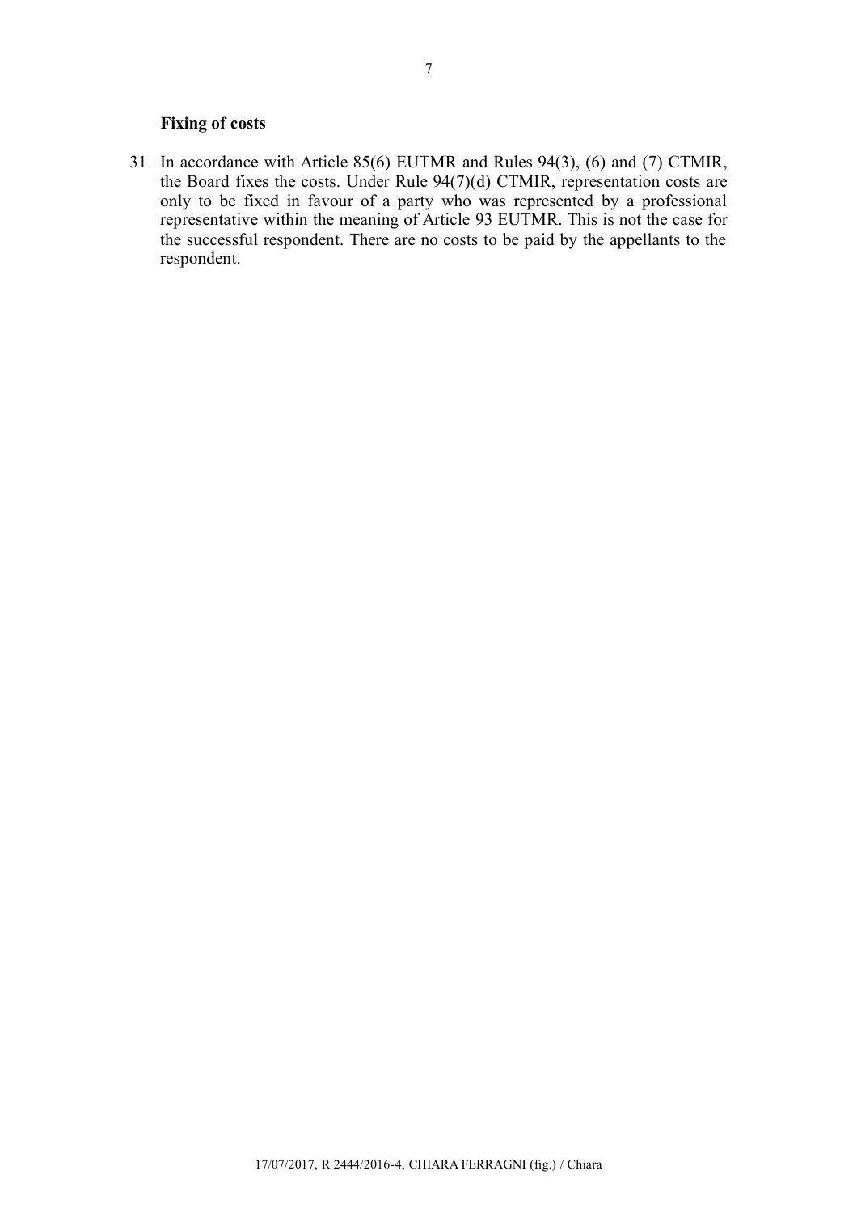**Fixing of costs**

31 In accordance with Article 85(6) EUTMR and Rules 94(3), (6) and (7) CTMIR, the Board fixes the costs. Under Rule 94(7)(d) CTMIR, representation costs are only to be fixed in favour of a party who was represented by a professional representative within the meaning of Article 93 EUTMR. This is not the case for the successful respondent. There are no costs to be paid by the appellants to the respondent.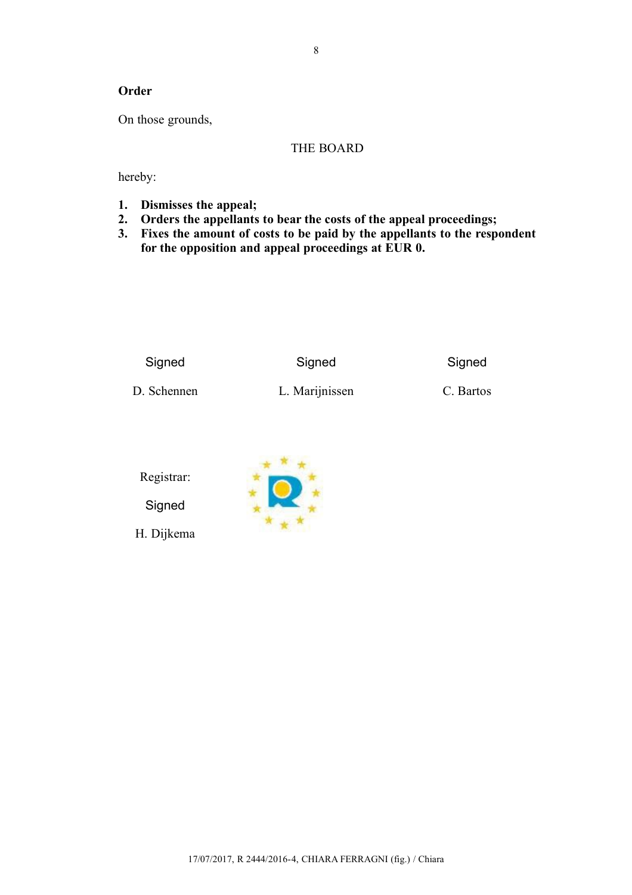**Order**

On those grounds,

THE BOARD

hereby:

1. **Dismisses the appeal;**
2. **Orders the appellants to bear the costs of the appeal proceedings;**
3. **Fixes the amount of costs to be paid by the appellants to the respondent for the opposition and appeal proceedings at EUR 0.**

| | | |
|---|---|---|
| Signed | Signed | Signed |
| D. Schennen | L. Marijnissen | C. Bartos |

Registrar:

Signed

H. Dijkema